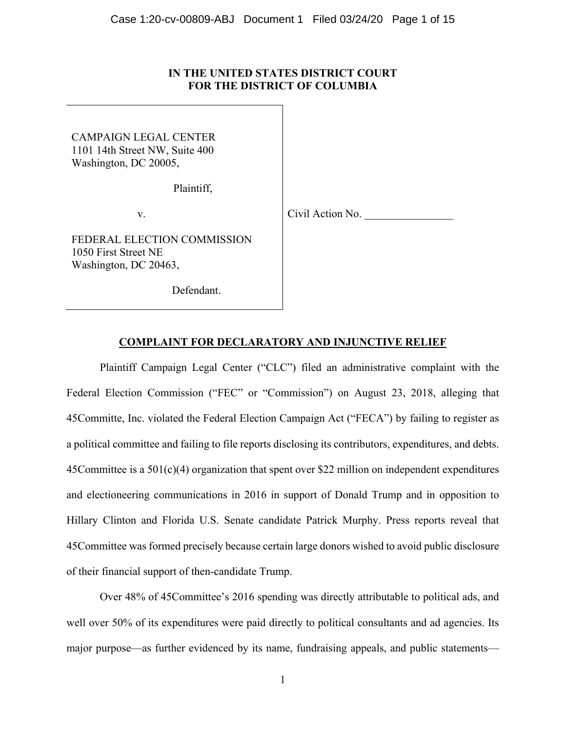# IN THE UNITED STATES DISTRICT COURT
# FOR THE DISTRICT OF COLUMBIA

CAMPAIGN LEGAL CENTER
1101 14th Street NW, Suite 400
Washington, DC 20005,

Plaintiff,

v.

FEDERAL ELECTION COMMISSION
1050 First Street NE
Washington, DC 20463,

Defendant.

Civil Action No. ________________

## COMPLAINT FOR DECLARATORY AND INJUNCTIVE RELIEF

Plaintiff Campaign Legal Center ("CLC") filed an administrative complaint with the Federal Election Commission ("FEC" or "Commission") on August 23, 2018, alleging that 45Committe, Inc. violated the Federal Election Campaign Act ("FECA") by failing to register as a political committee and failing to file reports disclosing its contributors, expenditures, and debts. 45Committee is a 501(c)(4) organization that spent over $22 million on independent expenditures and electioneering communications in 2016 in support of Donald Trump and in opposition to Hillary Clinton and Florida U.S. Senate candidate Patrick Murphy. Press reports reveal that 45Committee was formed precisely because certain large donors wished to avoid public disclosure of their financial support of then-candidate Trump.

Over 48% of 45Committee's 2016 spending was directly attributable to political ads, and well over 50% of its expenditures were paid directly to political consultants and ad agencies. Its major purpose—as further evidenced by its name, fundraising appeals, and public statements—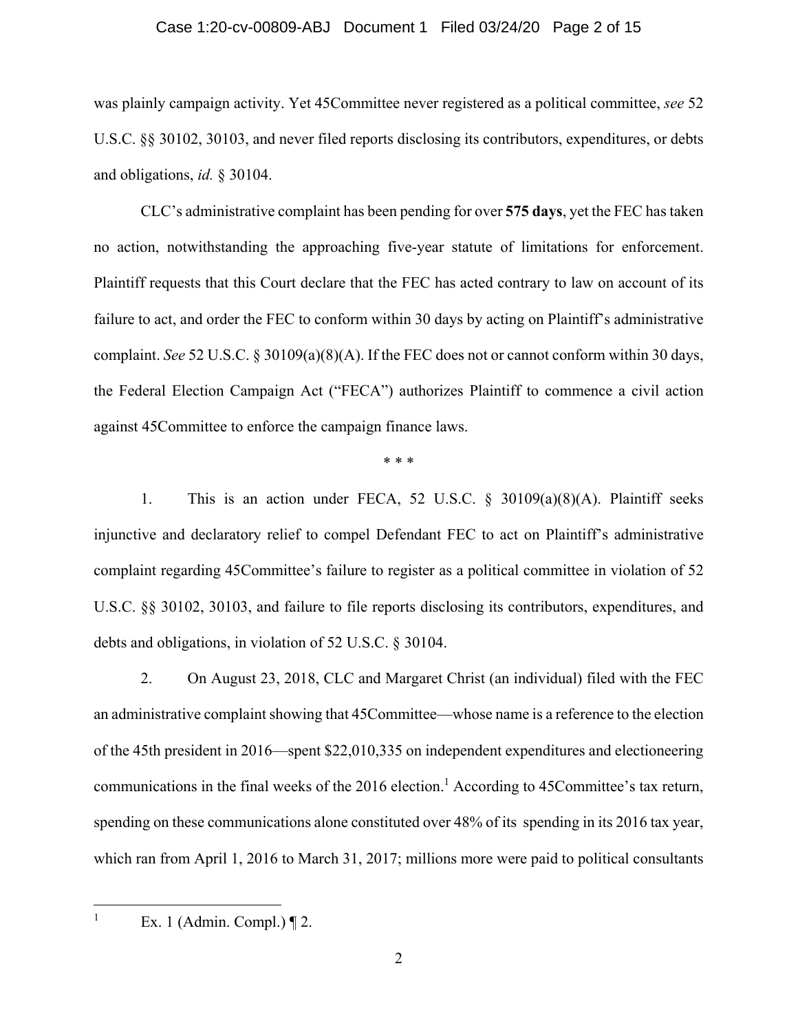was plainly campaign activity. Yet 45Committee never registered as a political committee, *see* 52 U.S.C. §§ 30102, 30103, and never filed reports disclosing its contributors, expenditures, or debts and obligations, *id.* § 30104.

CLC's administrative complaint has been pending for over **575 days**, yet the FEC has taken no action, notwithstanding the approaching five-year statute of limitations for enforcement. Plaintiff requests that this Court declare that the FEC has acted contrary to law on account of its failure to act, and order the FEC to conform within 30 days by acting on Plaintiff's administrative complaint. *See* 52 U.S.C. § 30109(a)(8)(A). If the FEC does not or cannot conform within 30 days, the Federal Election Campaign Act ("FECA") authorizes Plaintiff to commence a civil action against 45Committee to enforce the campaign finance laws.

\* \* \*

1. This is an action under FECA, 52 U.S.C. § 30109(a)(8)(A). Plaintiff seeks injunctive and declaratory relief to compel Defendant FEC to act on Plaintiff's administrative complaint regarding 45Committee's failure to register as a political committee in violation of 52 U.S.C. §§ 30102, 30103, and failure to file reports disclosing its contributors, expenditures, and debts and obligations, in violation of 52 U.S.C. § 30104.

2. On August 23, 2018, CLC and Margaret Christ (an individual) filed with the FEC an administrative complaint showing that 45Committee—whose name is a reference to the election of the 45th president in 2016—spent $22,010,335 on independent expenditures and electioneering communications in the final weeks of the 2016 election.[1] According to 45Committee's tax return, spending on these communications alone constituted over 48% of its spending in its 2016 tax year, which ran from April 1, 2016 to March 31, 2017; millions more were paid to political consultants

[1] Ex. 1 (Admin. Compl.) ¶ 2.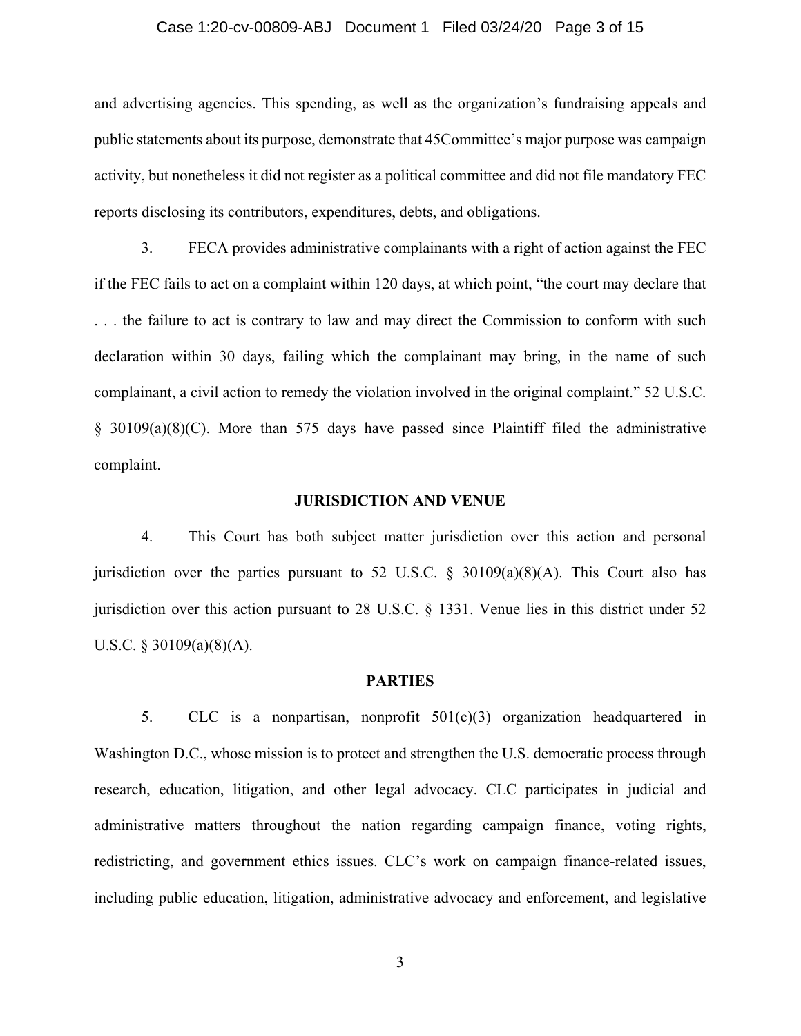and advertising agencies. This spending, as well as the organization's fundraising appeals and public statements about its purpose, demonstrate that 45Committee's major purpose was campaign activity, but nonetheless it did not register as a political committee and did not file mandatory FEC reports disclosing its contributors, expenditures, debts, and obligations.

3. FECA provides administrative complainants with a right of action against the FEC if the FEC fails to act on a complaint within 120 days, at which point, "the court may declare that . . . the failure to act is contrary to law and may direct the Commission to conform with such declaration within 30 days, failing which the complainant may bring, in the name of such complainant, a civil action to remedy the violation involved in the original complaint." 52 U.S.C. § 30109(a)(8)(C). More than 575 days have passed since Plaintiff filed the administrative complaint.

## JURISDICTION AND VENUE

4. This Court has both subject matter jurisdiction over this action and personal jurisdiction over the parties pursuant to 52 U.S.C. § 30109(a)(8)(A). This Court also has jurisdiction over this action pursuant to 28 U.S.C. § 1331. Venue lies in this district under 52 U.S.C. § 30109(a)(8)(A).

## PARTIES

5. CLC is a nonpartisan, nonprofit 501(c)(3) organization headquartered in Washington D.C., whose mission is to protect and strengthen the U.S. democratic process through research, education, litigation, and other legal advocacy. CLC participates in judicial and administrative matters throughout the nation regarding campaign finance, voting rights, redistricting, and government ethics issues. CLC's work on campaign finance-related issues, including public education, litigation, administrative advocacy and enforcement, and legislative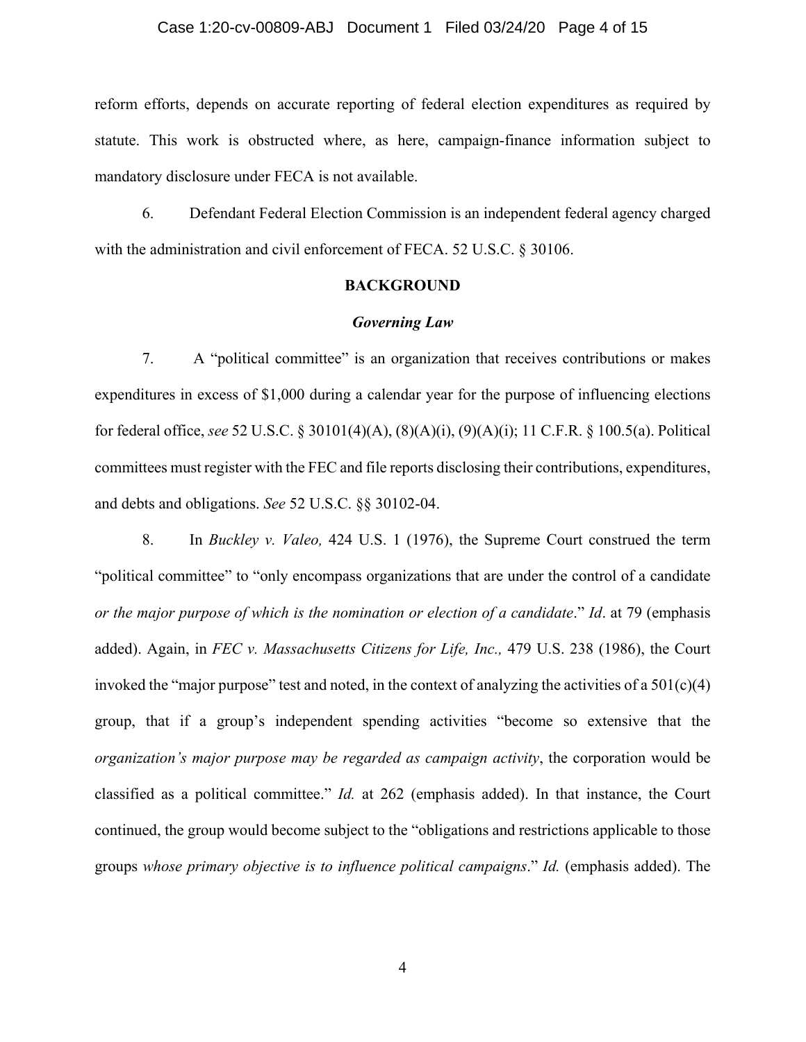reform efforts, depends on accurate reporting of federal election expenditures as required by statute. This work is obstructed where, as here, campaign-finance information subject to mandatory disclosure under FECA is not available.

6. Defendant Federal Election Commission is an independent federal agency charged with the administration and civil enforcement of FECA. 52 U.S.C. § 30106.

**BACKGROUND**

***Governing Law***

7. A "political committee" is an organization that receives contributions or makes expenditures in excess of $1,000 during a calendar year for the purpose of influencing elections for federal office, *see* 52 U.S.C. § 30101(4)(A), (8)(A)(i), (9)(A)(i); 11 C.F.R. § 100.5(a). Political committees must register with the FEC and file reports disclosing their contributions, expenditures, and debts and obligations. *See* 52 U.S.C. §§ 30102-04.

8. In *Buckley v. Valeo,* 424 U.S. 1 (1976), the Supreme Court construed the term "political committee" to "only encompass organizations that are under the control of a candidate *or the major purpose of which is the nomination or election of a candidate*." *Id*. at 79 (emphasis added). Again, in *FEC v. Massachusetts Citizens for Life, Inc.,* 479 U.S. 238 (1986), the Court invoked the "major purpose" test and noted, in the context of analyzing the activities of a 501(c)(4) group, that if a group's independent spending activities "become so extensive that the *organization's major purpose may be regarded as campaign activity*, the corporation would be classified as a political committee." *Id.* at 262 (emphasis added). In that instance, the Court continued, the group would become subject to the "obligations and restrictions applicable to those groups *whose primary objective is to influence political campaigns*." *Id.* (emphasis added). The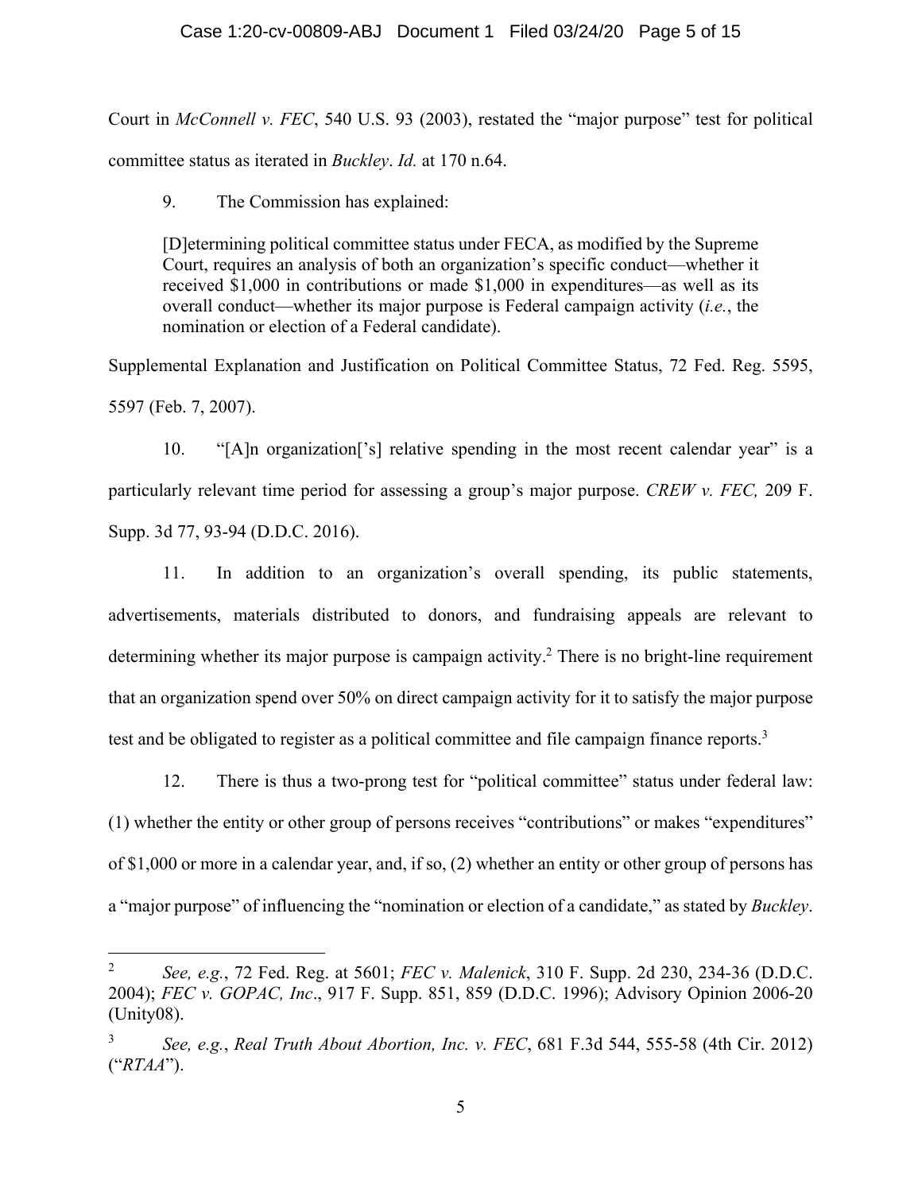Court in *McConnell v. FEC*, 540 U.S. 93 (2003), restated the "major purpose" test for political committee status as iterated in *Buckley*. *Id.* at 170 n.64.

9. The Commission has explained:

> [D]etermining political committee status under FECA, as modified by the Supreme Court, requires an analysis of both an organization's specific conduct—whether it received $1,000 in contributions or made $1,000 in expenditures—as well as its overall conduct—whether its major purpose is Federal campaign activity (*i.e.*, the nomination or election of a Federal candidate).

Supplemental Explanation and Justification on Political Committee Status, 72 Fed. Reg. 5595, 5597 (Feb. 7, 2007).

10. "[A]n organization['s] relative spending in the most recent calendar year" is a particularly relevant time period for assessing a group's major purpose. *CREW v. FEC,* 209 F. Supp. 3d 77, 93-94 (D.D.C. 2016).

11. In addition to an organization's overall spending, its public statements, advertisements, materials distributed to donors, and fundraising appeals are relevant to determining whether its major purpose is campaign activity.[2] There is no bright-line requirement that an organization spend over 50% on direct campaign activity for it to satisfy the major purpose test and be obligated to register as a political committee and file campaign finance reports.[3]

12. There is thus a two-prong test for "political committee" status under federal law: (1) whether the entity or other group of persons receives "contributions" or makes "expenditures" of $1,000 or more in a calendar year, and, if so, (2) whether an entity or other group of persons has a "major purpose" of influencing the "nomination or election of a candidate," as stated by *Buckley*.

---

[2] *See, e.g.*, 72 Fed. Reg. at 5601; *FEC v. Malenick*, 310 F. Supp. 2d 230, 234-36 (D.D.C. 2004); *FEC v. GOPAC, Inc*., 917 F. Supp. 851, 859 (D.D.C. 1996); Advisory Opinion 2006-20 (Unity08).

[3] *See, e.g.*, *Real Truth About Abortion, Inc. v. FEC*, 681 F.3d 544, 555-58 (4th Cir. 2012) ("*RTAA*").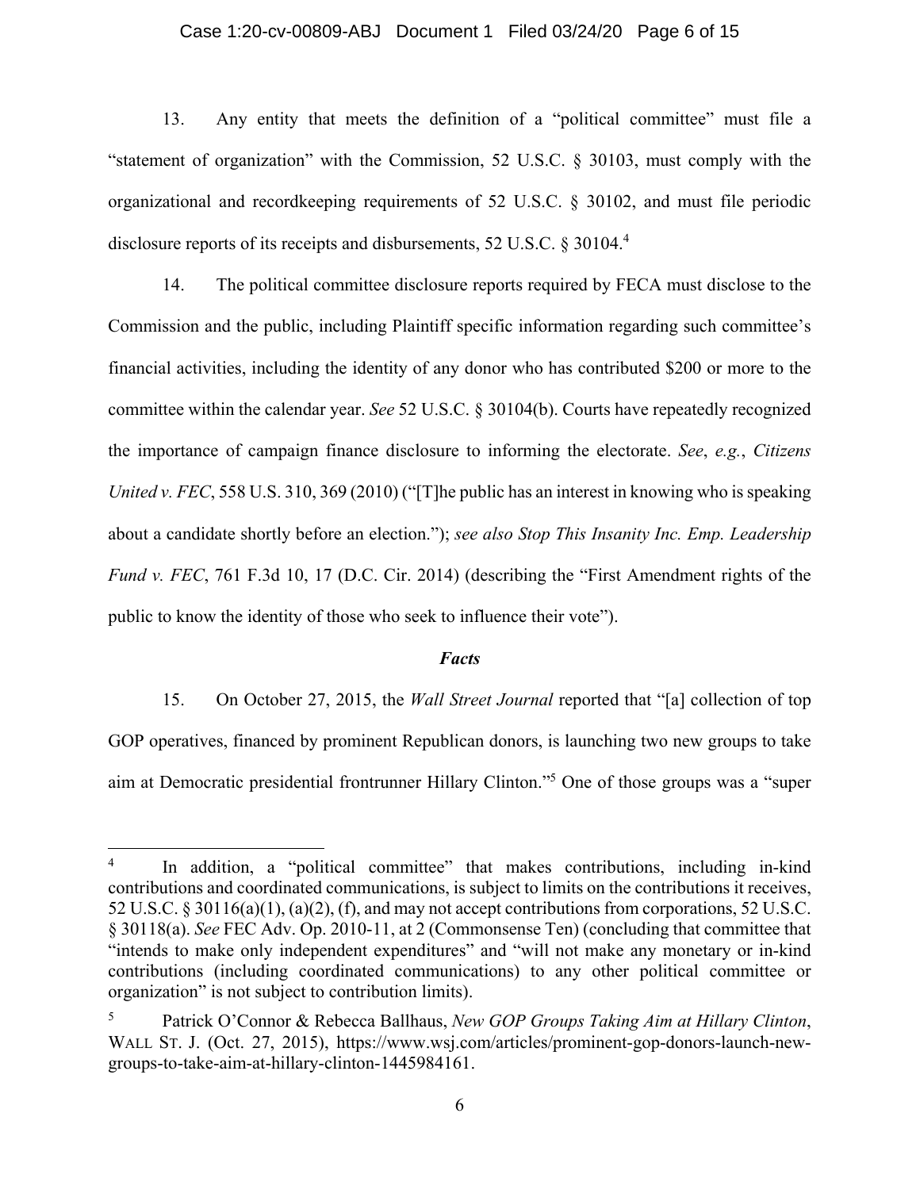13. Any entity that meets the definition of a "political committee" must file a "statement of organization" with the Commission, 52 U.S.C. § 30103, must comply with the organizational and recordkeeping requirements of 52 U.S.C. § 30102, and must file periodic disclosure reports of its receipts and disbursements, 52 U.S.C. § 30104.[4]

14. The political committee disclosure reports required by FECA must disclose to the Commission and the public, including Plaintiff specific information regarding such committee's financial activities, including the identity of any donor who has contributed $200 or more to the committee within the calendar year. *See* 52 U.S.C. § 30104(b). Courts have repeatedly recognized the importance of campaign finance disclosure to informing the electorate. *See*, *e.g.*, *Citizens United v. FEC*, 558 U.S. 310, 369 (2010) ("[T]he public has an interest in knowing who is speaking about a candidate shortly before an election."); *see also Stop This Insanity Inc. Emp. Leadership Fund v. FEC*, 761 F.3d 10, 17 (D.C. Cir. 2014) (describing the "First Amendment rights of the public to know the identity of those who seek to influence their vote").

### *Facts*

15. On October 27, 2015, the *Wall Street Journal* reported that "[a] collection of top GOP operatives, financed by prominent Republican donors, is launching two new groups to take aim at Democratic presidential frontrunner Hillary Clinton."[5] One of those groups was a "super

---

[4] In addition, a "political committee" that makes contributions, including in-kind contributions and coordinated communications, is subject to limits on the contributions it receives, 52 U.S.C. § 30116(a)(1), (a)(2), (f), and may not accept contributions from corporations, 52 U.S.C. § 30118(a). *See* FEC Adv. Op. 2010-11, at 2 (Commonsense Ten) (concluding that committee that "intends to make only independent expenditures" and "will not make any monetary or in-kind contributions (including coordinated communications) to any other political committee or organization" is not subject to contribution limits).

[5] Patrick O'Connor & Rebecca Ballhaus, *New GOP Groups Taking Aim at Hillary Clinton*, WALL ST. J. (Oct. 27, 2015), https://www.wsj.com/articles/prominent-gop-donors-launch-new-groups-to-take-aim-at-hillary-clinton-1445984161.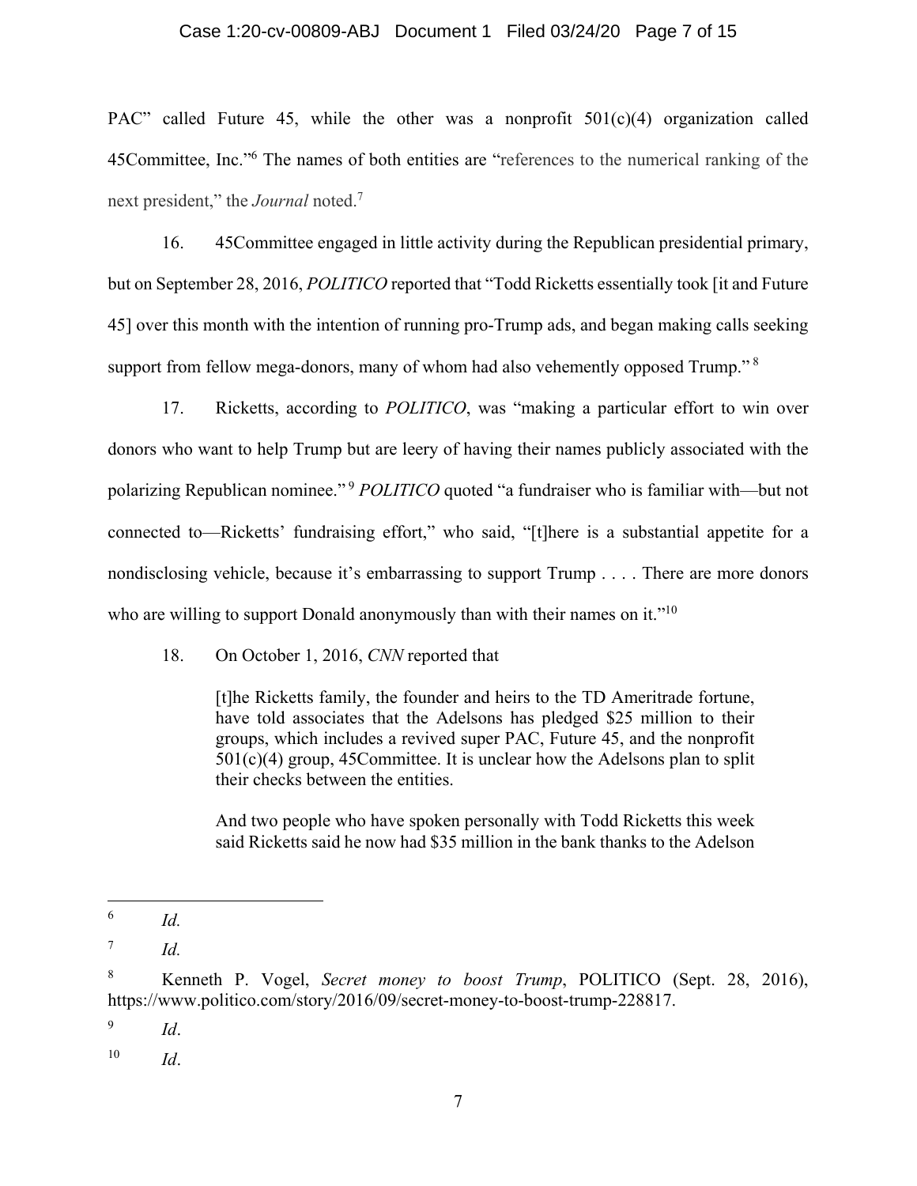PAC" called Future 45, while the other was a nonprofit 501(c)(4) organization called 45Committee, Inc."[6] The names of both entities are "references to the numerical ranking of the next president," the *Journal* noted.[7]

16. 45Committee engaged in little activity during the Republican presidential primary, but on September 28, 2016, *POLITICO* reported that "Todd Ricketts essentially took [it and Future 45] over this month with the intention of running pro-Trump ads, and began making calls seeking support from fellow mega-donors, many of whom had also vehemently opposed Trump."[8]

17. Ricketts, according to *POLITICO*, was "making a particular effort to win over donors who want to help Trump but are leery of having their names publicly associated with the polarizing Republican nominee."[9] *POLITICO* quoted "a fundraiser who is familiar with—but not connected to—Ricketts' fundraising effort," who said, "[t]here is a substantial appetite for a nondisclosing vehicle, because it's embarrassing to support Trump . . . . There are more donors who are willing to support Donald anonymously than with their names on it."[10]

18. On October 1, 2016, *CNN* reported that

> [t]he Ricketts family, the founder and heirs to the TD Ameritrade fortune, have told associates that the Adelsons has pledged $25 million to their groups, which includes a revived super PAC, Future 45, and the nonprofit 501(c)(4) group, 45Committee. It is unclear how the Adelsons plan to split their checks between the entities.
>
> And two people who have spoken personally with Todd Ricketts this week said Ricketts said he now had $35 million in the bank thanks to the Adelson

---

[6] *Id.*

[7] *Id.*

[8] Kenneth P. Vogel, *Secret money to boost Trump*, POLITICO (Sept. 28, 2016), https://www.politico.com/story/2016/09/secret-money-to-boost-trump-228817.

[9] *Id*.

[10] *Id*.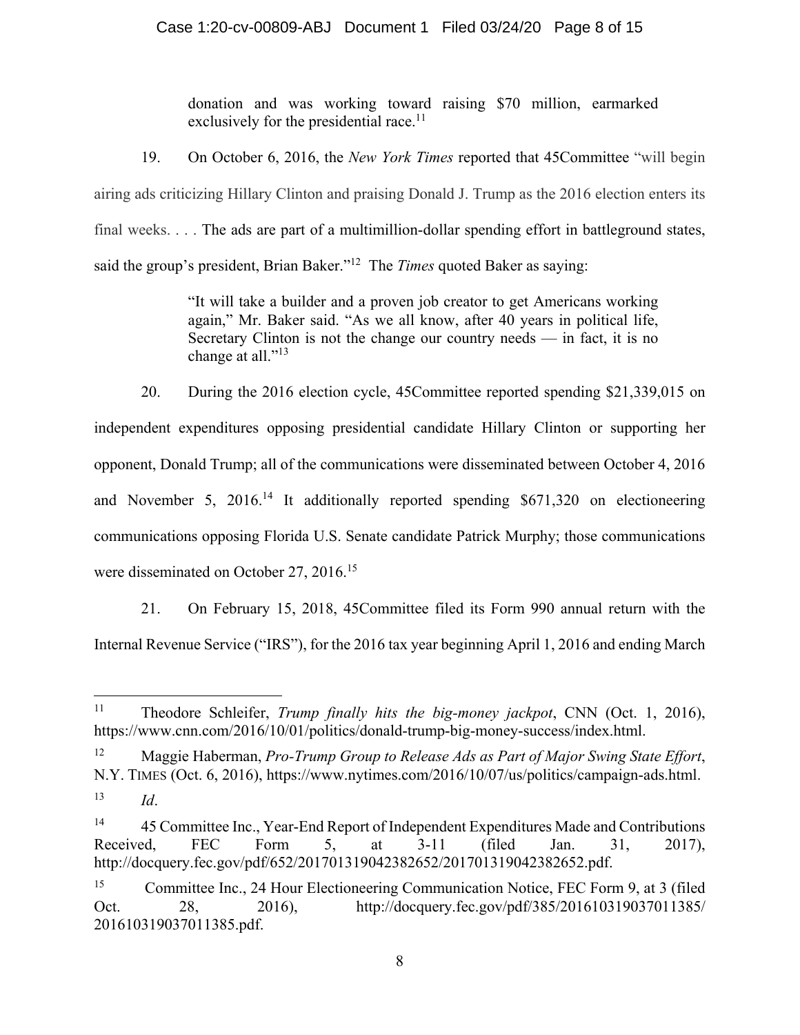> donation and was working toward raising \$70 million, earmarked exclusively for the presidential race.[11]

19. On October 6, 2016, the *New York Times* reported that 45Committee "will begin airing ads criticizing Hillary Clinton and praising Donald J. Trump as the 2016 election enters its final weeks. . . . The ads are part of a multimillion-dollar spending effort in battleground states, said the group's president, Brian Baker."[12] The *Times* quoted Baker as saying:

> "It will take a builder and a proven job creator to get Americans working again," Mr. Baker said. "As we all know, after 40 years in political life, Secretary Clinton is not the change our country needs — in fact, it is no change at all."[13]

20. During the 2016 election cycle, 45Committee reported spending \$21,339,015 on independent expenditures opposing presidential candidate Hillary Clinton or supporting her opponent, Donald Trump; all of the communications were disseminated between October 4, 2016 and November 5, 2016.[14] It additionally reported spending \$671,320 on electioneering communications opposing Florida U.S. Senate candidate Patrick Murphy; those communications were disseminated on October 27, 2016.[15]

21. On February 15, 2018, 45Committee filed its Form 990 annual return with the Internal Revenue Service ("IRS"), for the 2016 tax year beginning April 1, 2016 and ending March

---

[11] Theodore Schleifer, *Trump finally hits the big-money jackpot*, CNN (Oct. 1, 2016), https://www.cnn.com/2016/10/01/politics/donald-trump-big-money-success/index.html.

[12] Maggie Haberman, *Pro-Trump Group to Release Ads as Part of Major Swing State Effort*, N.Y. TIMES (Oct. 6, 2016), https://www.nytimes.com/2016/10/07/us/politics/campaign-ads.html.

[13] *Id*.

[14] 45 Committee Inc., Year-End Report of Independent Expenditures Made and Contributions Received, FEC Form 5, at 3-11 (filed Jan. 31, 2017), http://docquery.fec.gov/pdf/652/201701319042382652/201701319042382652.pdf.

[15] Committee Inc., 24 Hour Electioneering Communication Notice, FEC Form 9, at 3 (filed Oct. 28, 2016), http://docquery.fec.gov/pdf/385/201610319037011385/201610319037011385.pdf.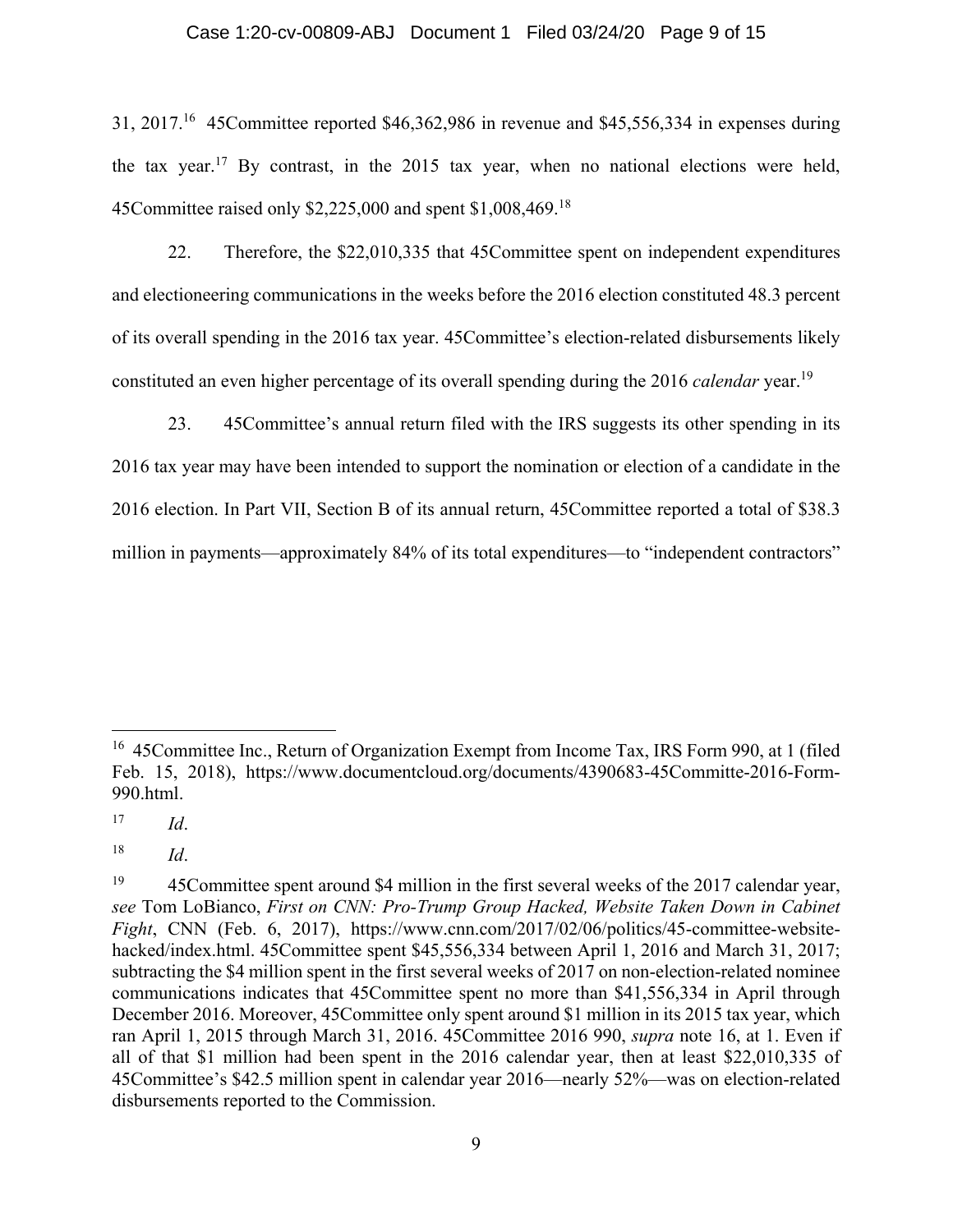31, 2017.[16] 45Committee reported $46,362,986 in revenue and $45,556,334 in expenses during the tax year.[17] By contrast, in the 2015 tax year, when no national elections were held, 45Committee raised only $2,225,000 and spent $1,008,469.[18]

22. Therefore, the $22,010,335 that 45Committee spent on independent expenditures and electioneering communications in the weeks before the 2016 election constituted 48.3 percent of its overall spending in the 2016 tax year. 45Committee's election-related disbursements likely constituted an even higher percentage of its overall spending during the 2016 *calendar* year.[19]

23. 45Committee's annual return filed with the IRS suggests its other spending in its 2016 tax year may have been intended to support the nomination or election of a candidate in the 2016 election. In Part VII, Section B of its annual return, 45Committee reported a total of $38.3 million in payments—approximately 84% of its total expenditures—to "independent contractors"

---

[16] 45Committee Inc., Return of Organization Exempt from Income Tax, IRS Form 990, at 1 (filed Feb. 15, 2018), https://www.documentcloud.org/documents/4390683-45Committe-2016-Form-990.html.

[17] *Id*.

[18] *Id*.

[19] 45Committee spent around $4 million in the first several weeks of the 2017 calendar year, *see* Tom LoBianco, *First on CNN: Pro-Trump Group Hacked, Website Taken Down in Cabinet Fight*, CNN (Feb. 6, 2017), https://www.cnn.com/2017/02/06/politics/45-committee-website-hacked/index.html. 45Committee spent $45,556,334 between April 1, 2016 and March 31, 2017; subtracting the $4 million spent in the first several weeks of 2017 on non-election-related nominee communications indicates that 45Committee spent no more than $41,556,334 in April through December 2016. Moreover, 45Committee only spent around $1 million in its 2015 tax year, which ran April 1, 2015 through March 31, 2016. 45Committee 2016 990, *supra* note 16, at 1. Even if all of that $1 million had been spent in the 2016 calendar year, then at least $22,010,335 of 45Committee's $42.5 million spent in calendar year 2016—nearly 52%—was on election-related disbursements reported to the Commission.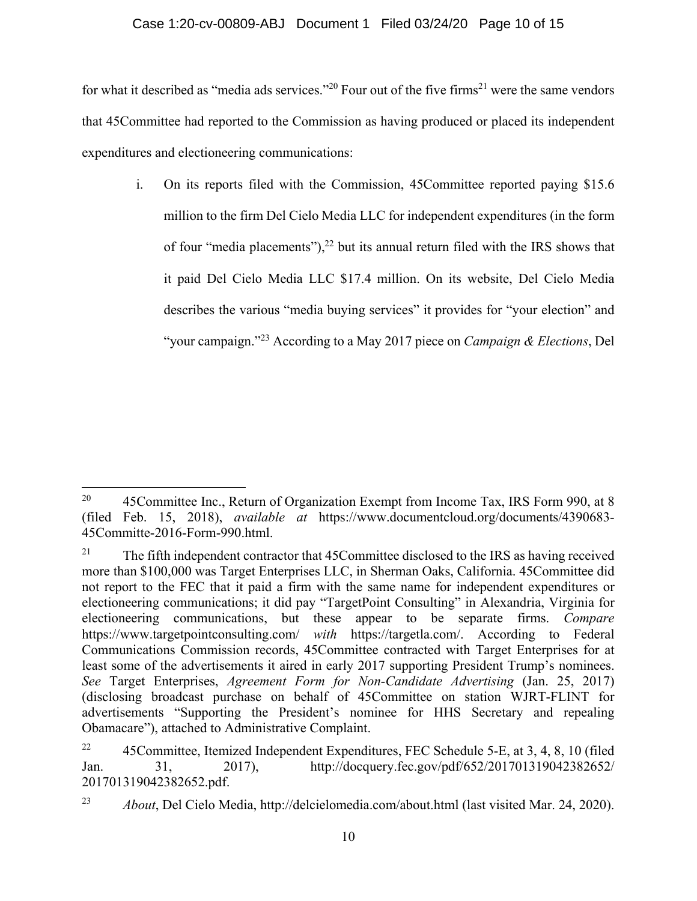for what it described as "media ads services."[20] Four out of the five firms[21] were the same vendors that 45Committee had reported to the Commission as having produced or placed its independent expenditures and electioneering communications:

i. On its reports filed with the Commission, 45Committee reported paying $15.6 million to the firm Del Cielo Media LLC for independent expenditures (in the form of four "media placements"),[22] but its annual return filed with the IRS shows that it paid Del Cielo Media LLC $17.4 million. On its website, Del Cielo Media describes the various "media buying services" it provides for "your election" and "your campaign."[23] According to a May 2017 piece on *Campaign & Elections*, Del

---

[20] 45Committee Inc., Return of Organization Exempt from Income Tax, IRS Form 990, at 8 (filed Feb. 15, 2018), *available at* https://www.documentcloud.org/documents/4390683-45Committe-2016-Form-990.html.

[21] The fifth independent contractor that 45Committee disclosed to the IRS as having received more than $100,000 was Target Enterprises LLC, in Sherman Oaks, California. 45Committee did not report to the FEC that it paid a firm with the same name for independent expenditures or electioneering communications; it did pay "TargetPoint Consulting" in Alexandria, Virginia for electioneering communications, but these appear to be separate firms. *Compare* https://www.targetpointconsulting.com/ *with* https://targetla.com/. According to Federal Communications Commission records, 45Committee contracted with Target Enterprises for at least some of the advertisements it aired in early 2017 supporting President Trump's nominees. *See* Target Enterprises, *Agreement Form for Non-Candidate Advertising* (Jan. 25, 2017) (disclosing broadcast purchase on behalf of 45Committee on station WJRT-FLINT for advertisements "Supporting the President's nominee for HHS Secretary and repealing Obamacare"), attached to Administrative Complaint.

[22] 45Committee, Itemized Independent Expenditures, FEC Schedule 5-E, at 3, 4, 8, 10 (filed Jan. 31, 2017), http://docquery.fec.gov/pdf/652/201701319042382652/201701319042382652.pdf.

[23] *About*, Del Cielo Media, http://delcielomedia.com/about.html (last visited Mar. 24, 2020).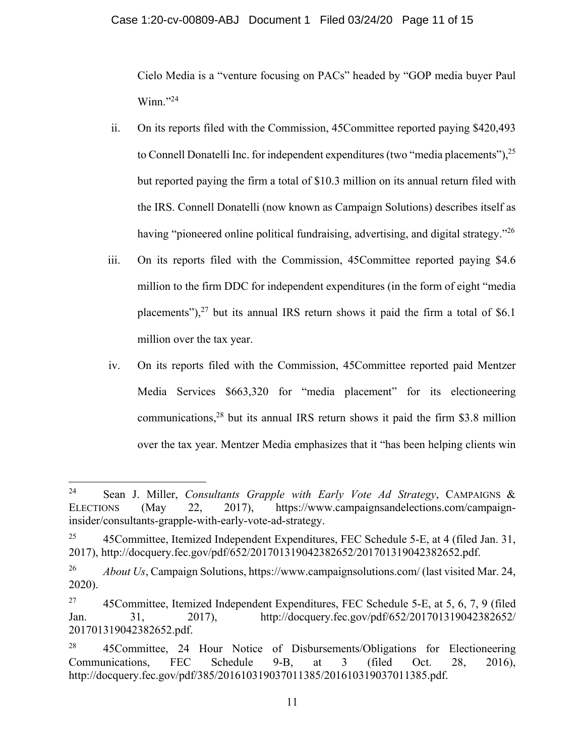Cielo Media is a "venture focusing on PACs" headed by "GOP media buyer Paul Winn."[24]

ii. On its reports filed with the Commission, 45Committee reported paying $420,493 to Connell Donatelli Inc. for independent expenditures (two "media placements"),[25] but reported paying the firm a total of $10.3 million on its annual return filed with the IRS. Connell Donatelli (now known as Campaign Solutions) describes itself as having "pioneered online political fundraising, advertising, and digital strategy."[26]

iii. On its reports filed with the Commission, 45Committee reported paying $4.6 million to the firm DDC for independent expenditures (in the form of eight "media placements"),[27] but its annual IRS return shows it paid the firm a total of $6.1 million over the tax year.

iv. On its reports filed with the Commission, 45Committee reported paid Mentzer Media Services $663,320 for "media placement" for its electioneering communications,[28] but its annual IRS return shows it paid the firm $3.8 million over the tax year. Mentzer Media emphasizes that it "has been helping clients win

---

[24] Sean J. Miller, *Consultants Grapple with Early Vote Ad Strategy*, CAMPAIGNS & ELECTIONS (May 22, 2017), https://www.campaignsandelections.com/campaign-insider/consultants-grapple-with-early-vote-ad-strategy.

[25] 45Committee, Itemized Independent Expenditures, FEC Schedule 5-E, at 4 (filed Jan. 31, 2017), http://docquery.fec.gov/pdf/652/201701319042382652/201701319042382652.pdf.

[26] *About Us*, Campaign Solutions, https://www.campaignsolutions.com/ (last visited Mar. 24, 2020).

[27] 45Committee, Itemized Independent Expenditures, FEC Schedule 5-E, at 5, 6, 7, 9 (filed Jan. 31, 2017), http://docquery.fec.gov/pdf/652/201701319042382652/201701319042382652.pdf.

[28] 45Committee, 24 Hour Notice of Disbursements/Obligations for Electioneering Communications, FEC Schedule 9-B, at 3 (filed Oct. 28, 2016), http://docquery.fec.gov/pdf/385/201610319037011385/201610319037011385.pdf.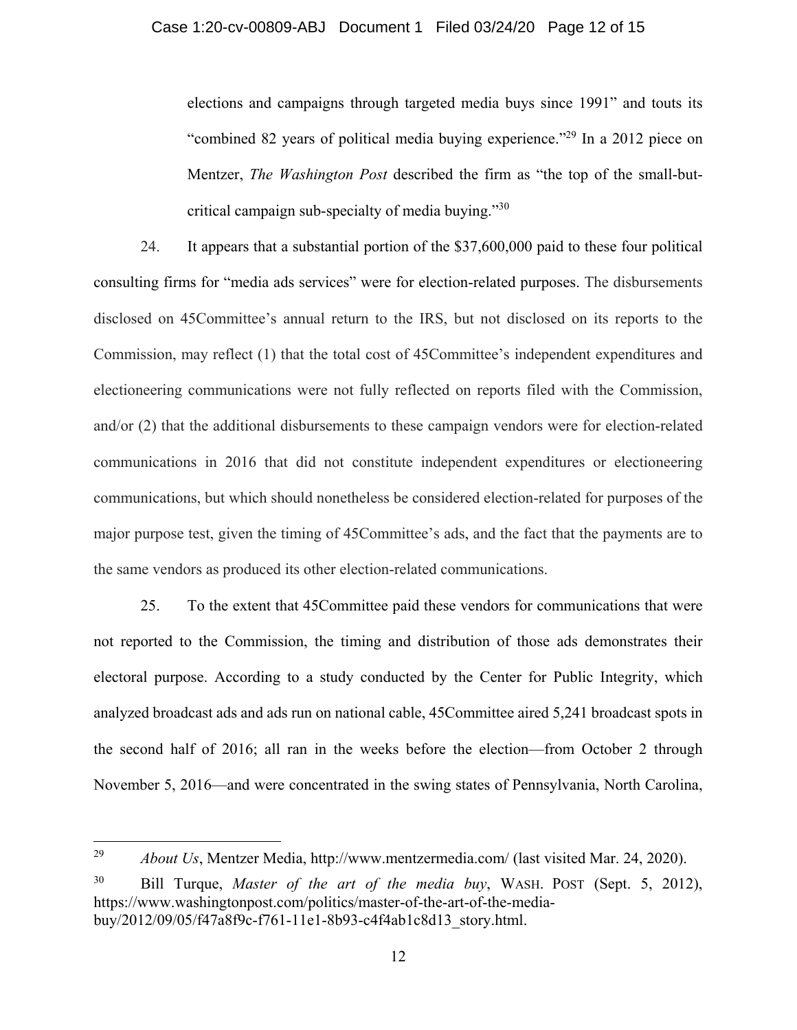elections and campaigns through targeted media buys since 1991" and touts its "combined 82 years of political media buying experience."[29] In a 2012 piece on Mentzer, *The Washington Post* described the firm as "the top of the small-but-critical campaign sub-specialty of media buying."[30]

24. It appears that a substantial portion of the $37,600,000 paid to these four political consulting firms for "media ads services" were for election-related purposes. The disbursements disclosed on 45Committee's annual return to the IRS, but not disclosed on its reports to the Commission, may reflect (1) that the total cost of 45Committee's independent expenditures and electioneering communications were not fully reflected on reports filed with the Commission, and/or (2) that the additional disbursements to these campaign vendors were for election-related communications in 2016 that did not constitute independent expenditures or electioneering communications, but which should nonetheless be considered election-related for purposes of the major purpose test, given the timing of 45Committee's ads, and the fact that the payments are to the same vendors as produced its other election-related communications.

25. To the extent that 45Committee paid these vendors for communications that were not reported to the Commission, the timing and distribution of those ads demonstrates their electoral purpose. According to a study conducted by the Center for Public Integrity, which analyzed broadcast ads and ads run on national cable, 45Committee aired 5,241 broadcast spots in the second half of 2016; all ran in the weeks before the election—from October 2 through November 5, 2016—and were concentrated in the swing states of Pennsylvania, North Carolina,

---

[29] *About Us*, Mentzer Media, http://www.mentzermedia.com/ (last visited Mar. 24, 2020).

[30] Bill Turque, *Master of the art of the media buy*, WASH. POST (Sept. 5, 2012), https://www.washingtonpost.com/politics/master-of-the-art-of-the-media-buy/2012/09/05/f47a8f9c-f761-11e1-8b93-c4f4ab1c8d13_story.html.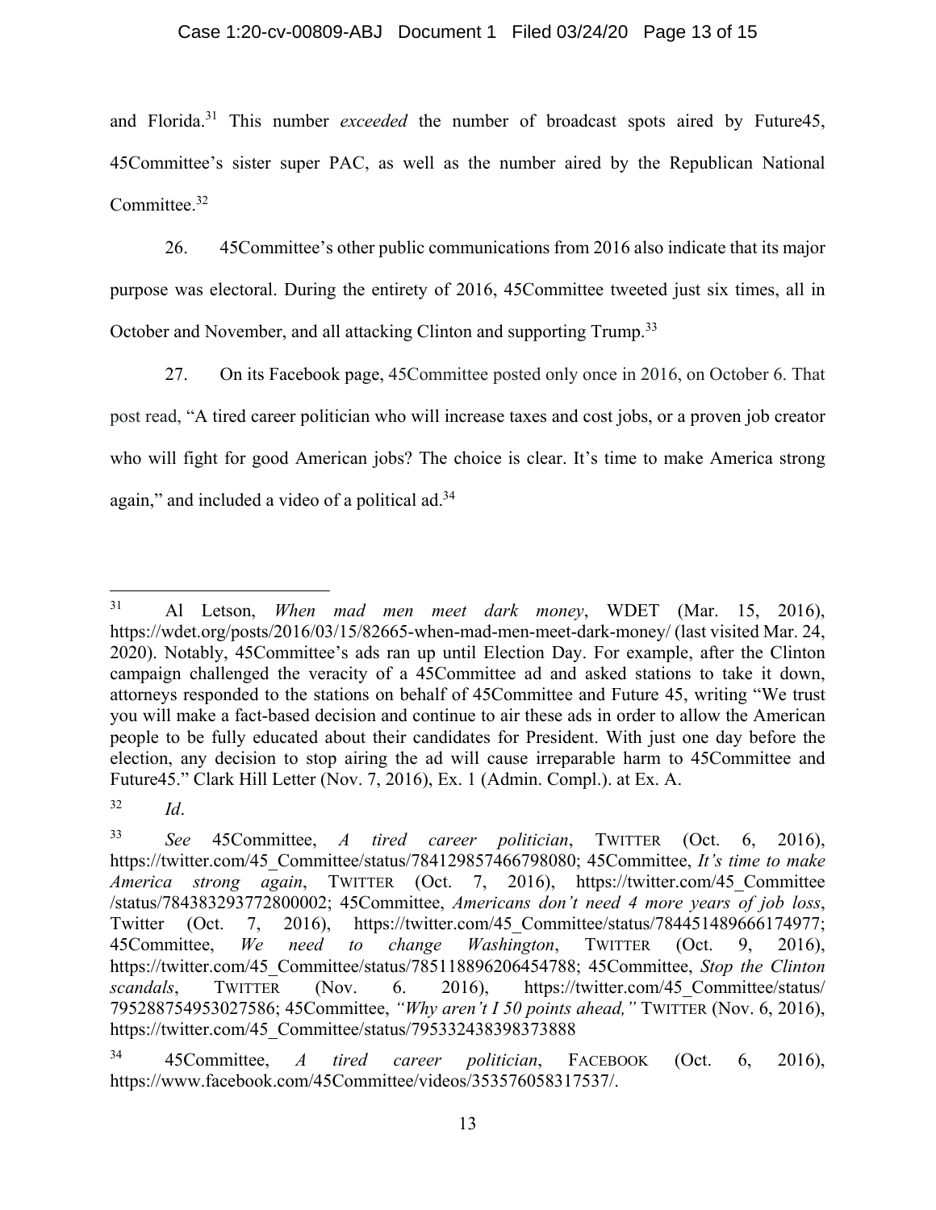and Florida.[31] This number *exceeded* the number of broadcast spots aired by Future45, 45Committee's sister super PAC, as well as the number aired by the Republican National Committee.[32]

26. 45Committee's other public communications from 2016 also indicate that its major purpose was electoral. During the entirety of 2016, 45Committee tweeted just six times, all in October and November, and all attacking Clinton and supporting Trump.[33]

27. On its Facebook page, 45Committee posted only once in 2016, on October 6. That post read, "A tired career politician who will increase taxes and cost jobs, or a proven job creator who will fight for good American jobs? The choice is clear. It's time to make America strong again," and included a video of a political ad.[34]

---

[31] Al Letson, *When mad men meet dark money*, WDET (Mar. 15, 2016), https://wdet.org/posts/2016/03/15/82665-when-mad-men-meet-dark-money/ (last visited Mar. 24, 2020). Notably, 45Committee's ads ran up until Election Day. For example, after the Clinton campaign challenged the veracity of a 45Committee ad and asked stations to take it down, attorneys responded to the stations on behalf of 45Committee and Future 45, writing "We trust you will make a fact-based decision and continue to air these ads in order to allow the American people to be fully educated about their candidates for President. With just one day before the election, any decision to stop airing the ad will cause irreparable harm to 45Committee and Future45." Clark Hill Letter (Nov. 7, 2016), Ex. 1 (Admin. Compl.). at Ex. A.

[32] *Id*.

[33] *See* 45Committee, *A tired career politician*, TWITTER (Oct. 6, 2016), https://twitter.com/45_Committee/status/784129857466798080; 45Committee, *It's time to make America strong again*, TWITTER (Oct. 7, 2016), https://twitter.com/45_Committee/status/784383293772800002; 45Committee, *Americans don't need 4 more years of job loss*, Twitter (Oct. 7, 2016), https://twitter.com/45_Committee/status/784451489666174977; 45Committee, *We need to change Washington*, TWITTER (Oct. 9, 2016), https://twitter.com/45_Committee/status/785118896206454788; 45Committee, *Stop the Clinton scandals*, TWITTER (Nov. 6. 2016), https://twitter.com/45_Committee/status/795288754953027586; 45Committee, *"Why aren't I 50 points ahead,"* TWITTER (Nov. 6, 2016), https://twitter.com/45_Committee/status/795332438398373888

[34] 45Committee, *A tired career politician*, FACEBOOK (Oct. 6, 2016), https://www.facebook.com/45Committee/videos/353576058317537/.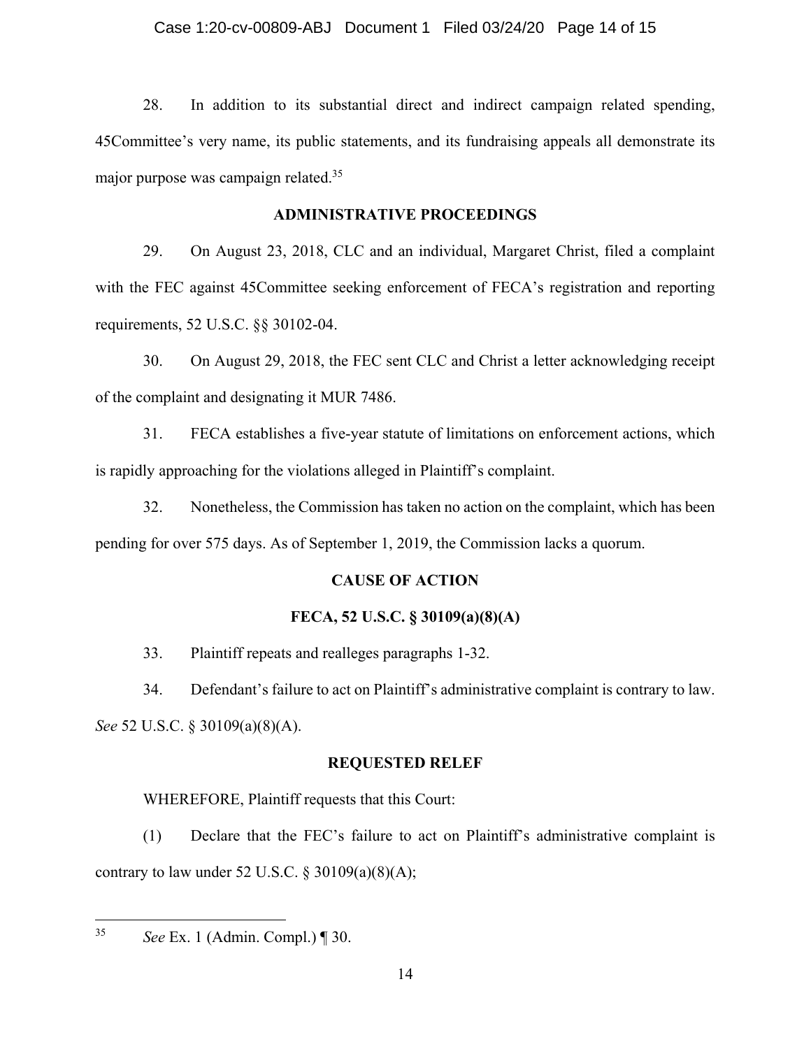28. In addition to its substantial direct and indirect campaign related spending, 45Committee's very name, its public statements, and its fundraising appeals all demonstrate its major purpose was campaign related.[35]

## ADMINISTRATIVE PROCEEDINGS

29. On August 23, 2018, CLC and an individual, Margaret Christ, filed a complaint with the FEC against 45Committee seeking enforcement of FECA's registration and reporting requirements, 52 U.S.C. §§ 30102-04.

30. On August 29, 2018, the FEC sent CLC and Christ a letter acknowledging receipt of the complaint and designating it MUR 7486.

31. FECA establishes a five-year statute of limitations on enforcement actions, which is rapidly approaching for the violations alleged in Plaintiff's complaint.

32. Nonetheless, the Commission has taken no action on the complaint, which has been pending for over 575 days. As of September 1, 2019, the Commission lacks a quorum.

## CAUSE OF ACTION

## FECA, 52 U.S.C. § 30109(a)(8)(A)

33. Plaintiff repeats and realleges paragraphs 1-32.

34. Defendant's failure to act on Plaintiff's administrative complaint is contrary to law. *See* 52 U.S.C. § 30109(a)(8)(A).

## REQUESTED RELIEF

WHEREFORE, Plaintiff requests that this Court:

(1) Declare that the FEC's failure to act on Plaintiff's administrative complaint is contrary to law under 52 U.S.C. § 30109(a)(8)(A);

---

[35] *See* Ex. 1 (Admin. Compl.) ¶ 30.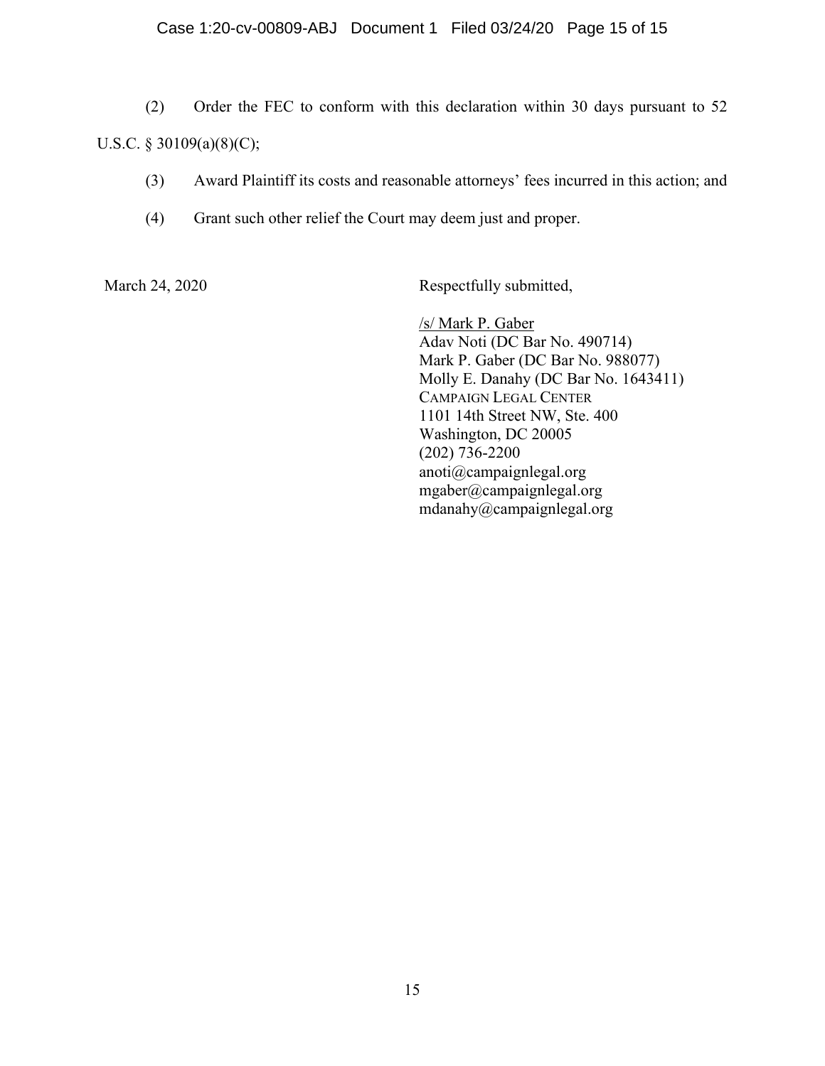(2) Order the FEC to conform with this declaration within 30 days pursuant to 52 U.S.C. § 30109(a)(8)(C);

(3) Award Plaintiff its costs and reasonable attorneys' fees incurred in this action; and

(4) Grant such other relief the Court may deem just and proper.

March 24, 2020

Respectfully submitted,

/s/ Mark P. Gaber
Adav Noti (DC Bar No. 490714)
Mark P. Gaber (DC Bar No. 988077)
Molly E. Danahy (DC Bar No. 1643411)
CAMPAIGN LEGAL CENTER
1101 14th Street NW, Ste. 400
Washington, DC 20005
(202) 736-2200
anoti@campaignlegal.org
mgaber@campaignlegal.org
mdanahy@campaignlegal.org